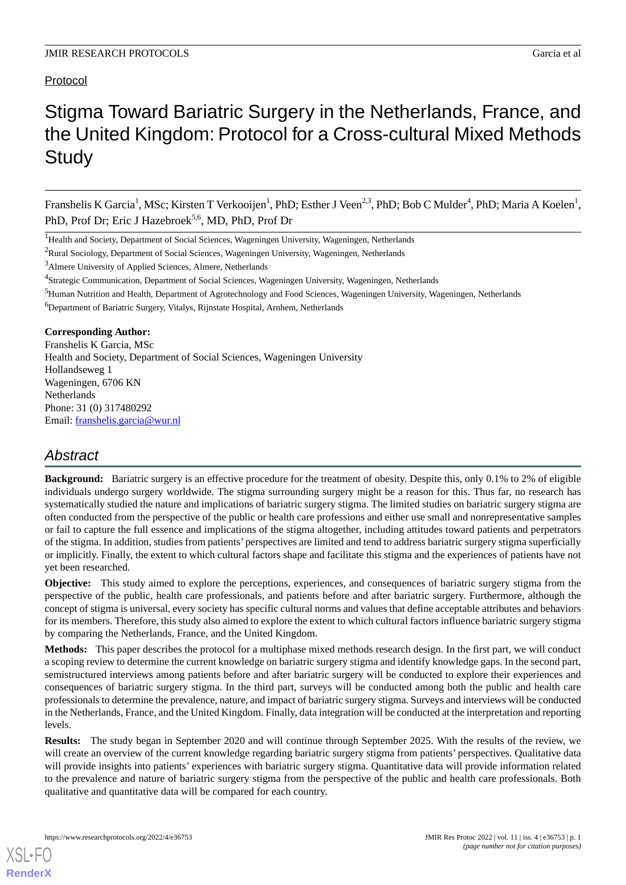Protocol

# Stigma Toward Bariatric Surgery in the Netherlands, France, and the United Kingdom: Protocol for a Cross-cultural Mixed Methods Study

Franshelis K Garcia[1], MSc; Kirsten T Verkooijen[1], PhD; Esther J Veen[2,3], PhD; Bob C Mulder[4], PhD; Maria A Koelen[1], PhD, Prof Dr; Eric J Hazebroek[5,6], MD, PhD, Prof Dr

[1]Health and Society, Department of Social Sciences, Wageningen University, Wageningen, Netherlands

[2]Rural Sociology, Department of Social Sciences, Wageningen University, Wageningen, Netherlands

[3]Almere University of Applied Sciences, Almere, Netherlands

[4]Strategic Communication, Department of Social Sciences, Wageningen University, Wageningen, Netherlands

[5]Human Nutrition and Health, Department of Agrotechnology and Food Sciences, Wageningen University, Wageningen, Netherlands

[6]Department of Bariatric Surgery, Vitalys, Rijnstate Hospital, Arnhem, Netherlands

**Corresponding Author:**
Franshelis K Garcia, MSc
Health and Society, Department of Social Sciences, Wageningen University
Hollandseweg 1
Wageningen, 6706 KN
Netherlands
Phone: 31 (0) 317480292
Email: franshelis.garcia@wur.nl

## Abstract

**Background:** Bariatric surgery is an effective procedure for the treatment of obesity. Despite this, only 0.1% to 2% of eligible individuals undergo surgery worldwide. The stigma surrounding surgery might be a reason for this. Thus far, no research has systematically studied the nature and implications of bariatric surgery stigma. The limited studies on bariatric surgery stigma are often conducted from the perspective of the public or health care professions and either use small and nonrepresentative samples or fail to capture the full essence and implications of the stigma altogether, including attitudes toward patients and perpetrators of the stigma. In addition, studies from patients' perspectives are limited and tend to address bariatric surgery stigma superficially or implicitly. Finally, the extent to which cultural factors shape and facilitate this stigma and the experiences of patients have not yet been researched.

**Objective:** This study aimed to explore the perceptions, experiences, and consequences of bariatric surgery stigma from the perspective of the public, health care professionals, and patients before and after bariatric surgery. Furthermore, although the concept of stigma is universal, every society has specific cultural norms and values that define acceptable attributes and behaviors for its members. Therefore, this study also aimed to explore the extent to which cultural factors influence bariatric surgery stigma by comparing the Netherlands, France, and the United Kingdom.

**Methods:** This paper describes the protocol for a multiphase mixed methods research design. In the first part, we will conduct a scoping review to determine the current knowledge on bariatric surgery stigma and identify knowledge gaps. In the second part, semistructured interviews among patients before and after bariatric surgery will be conducted to explore their experiences and consequences of bariatric surgery stigma. In the third part, surveys will be conducted among both the public and health care professionals to determine the prevalence, nature, and impact of bariatric surgery stigma. Surveys and interviews will be conducted in the Netherlands, France, and the United Kingdom. Finally, data integration will be conducted at the interpretation and reporting levels.

**Results:** The study began in September 2020 and will continue through September 2025. With the results of the review, we will create an overview of the current knowledge regarding bariatric surgery stigma from patients' perspectives. Qualitative data will provide insights into patients' experiences with bariatric surgery stigma. Quantitative data will provide information related to the prevalence and nature of bariatric surgery stigma from the perspective of the public and health care professionals. Both qualitative and quantitative data will be compared for each country.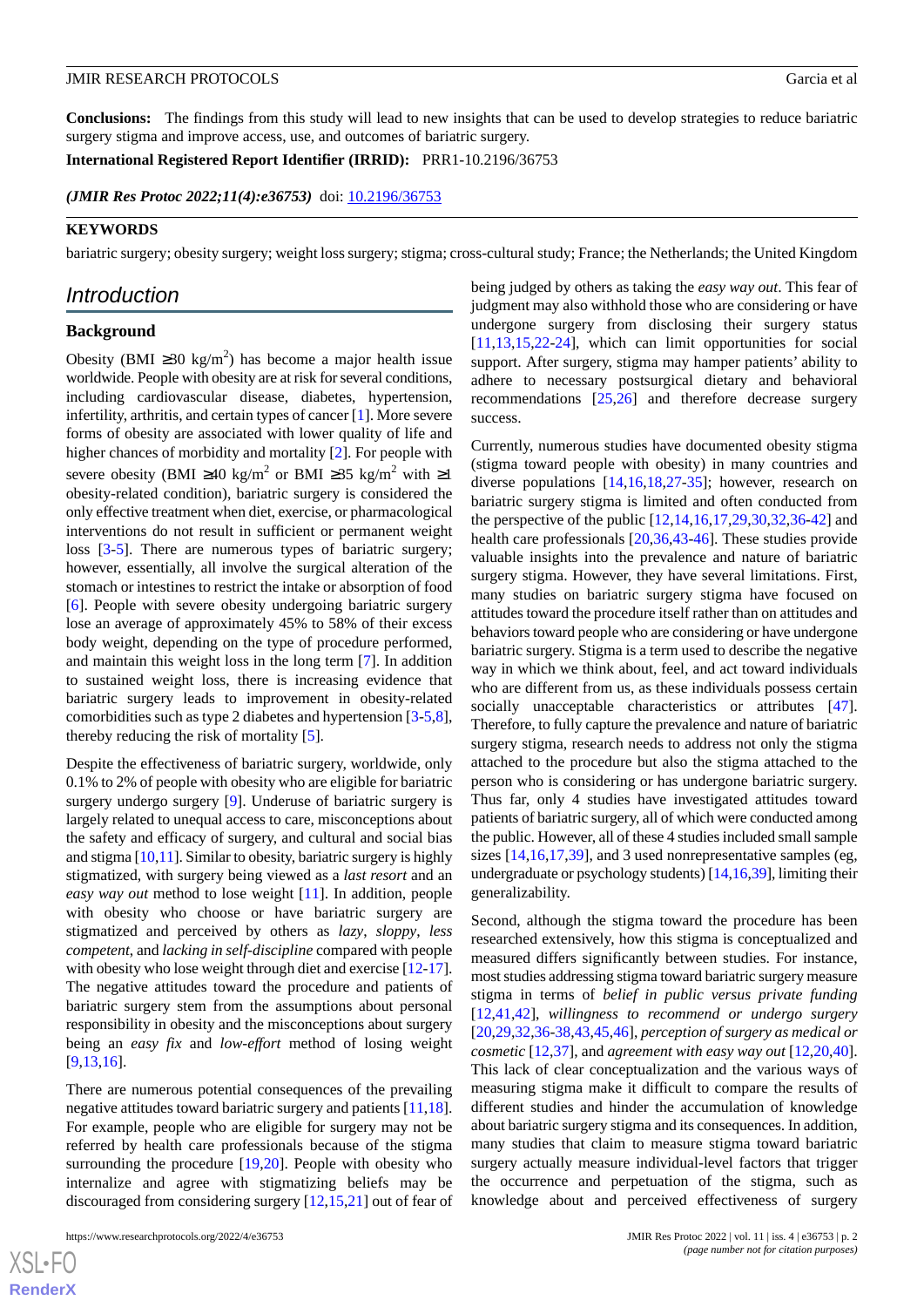**Conclusions:** The findings from this study will lead to new insights that can be used to develop strategies to reduce bariatric surgery stigma and improve access, use, and outcomes of bariatric surgery.

**International Registered Report Identifier (IRRID):** PRR1-10.2196/36753

***(JMIR Res Protoc 2022;11(4):e36753)*** doi: 10.2196/36753

**KEYWORDS**

bariatric surgery; obesity surgery; weight loss surgery; stigma; cross-cultural study; France; the Netherlands; the United Kingdom

## Introduction

### Background

Obesity (BMI ≥30 kg/m$^2$) has become a major health issue worldwide. People with obesity are at risk for several conditions, including cardiovascular disease, diabetes, hypertension, infertility, arthritis, and certain types of cancer [1]. More severe forms of obesity are associated with lower quality of life and higher chances of morbidity and mortality [2]. For people with severe obesity (BMI ≥40 kg/m$^2$ or BMI ≥35 kg/m$^2$ with ≥1 obesity-related condition), bariatric surgery is considered the only effective treatment when diet, exercise, or pharmacological interventions do not result in sufficient or permanent weight loss [3-5]. There are numerous types of bariatric surgery; however, essentially, all involve the surgical alteration of the stomach or intestines to restrict the intake or absorption of food [6]. People with severe obesity undergoing bariatric surgery lose an average of approximately 45% to 58% of their excess body weight, depending on the type of procedure performed, and maintain this weight loss in the long term [7]. In addition to sustained weight loss, there is increasing evidence that bariatric surgery leads to improvement in obesity-related comorbidities such as type 2 diabetes and hypertension [3-5,8], thereby reducing the risk of mortality [5].

Despite the effectiveness of bariatric surgery, worldwide, only 0.1% to 2% of people with obesity who are eligible for bariatric surgery undergo surgery [9]. Underuse of bariatric surgery is largely related to unequal access to care, misconceptions about the safety and efficacy of surgery, and cultural and social bias and stigma [10,11]. Similar to obesity, bariatric surgery is highly stigmatized, with surgery being viewed as a *last resort* and an *easy way out* method to lose weight [11]. In addition, people with obesity who choose or have bariatric surgery are stigmatized and perceived by others as *lazy*, *sloppy*, *less competent*, and *lacking in self-discipline* compared with people with obesity who lose weight through diet and exercise [12-17]. The negative attitudes toward the procedure and patients of bariatric surgery stem from the assumptions about personal responsibility in obesity and the misconceptions about surgery being an *easy fix* and *low-effort* method of losing weight [9,13,16].

There are numerous potential consequences of the prevailing negative attitudes toward bariatric surgery and patients [11,18]. For example, people who are eligible for surgery may not be referred by health care professionals because of the stigma surrounding the procedure [19,20]. People with obesity who internalize and agree with stigmatizing beliefs may be discouraged from considering surgery [12,15,21] out of fear of being judged by others as taking the *easy way out*. This fear of judgment may also withhold those who are considering or have undergone surgery from disclosing their surgery status [11,13,15,22-24], which can limit opportunities for social support. After surgery, stigma may hamper patients' ability to adhere to necessary postsurgical dietary and behavioral recommendations [25,26] and therefore decrease surgery success.

Currently, numerous studies have documented obesity stigma (stigma toward people with obesity) in many countries and diverse populations [14,16,18,27-35]; however, research on bariatric surgery stigma is limited and often conducted from the perspective of the public [12,14,16,17,29,30,32,36-42] and health care professionals [20,36,43-46]. These studies provide valuable insights into the prevalence and nature of bariatric surgery stigma. However, they have several limitations. First, many studies on bariatric surgery stigma have focused on attitudes toward the procedure itself rather than on attitudes and behaviors toward people who are considering or have undergone bariatric surgery. Stigma is a term used to describe the negative way in which we think about, feel, and act toward individuals who are different from us, as these individuals possess certain socially unacceptable characteristics or attributes [47]. Therefore, to fully capture the prevalence and nature of bariatric surgery stigma, research needs to address not only the stigma attached to the procedure but also the stigma attached to the person who is considering or has undergone bariatric surgery. Thus far, only 4 studies have investigated attitudes toward patients of bariatric surgery, all of which were conducted among the public. However, all of these 4 studies included small sample sizes [14,16,17,39], and 3 used nonrepresentative samples (eg, undergraduate or psychology students) [14,16,39], limiting their generalizability.

Second, although the stigma toward the procedure has been researched extensively, how this stigma is conceptualized and measured differs significantly between studies. For instance, most studies addressing stigma toward bariatric surgery measure stigma in terms of *belief in public versus private funding* [12,41,42], *willingness to recommend or undergo surgery* [20,29,32,36-38,43,45,46], *perception of surgery as medical or cosmetic* [12,37], and *agreement with easy way out* [12,20,40]. This lack of clear conceptualization and the various ways of measuring stigma make it difficult to compare the results of different studies and hinder the accumulation of knowledge about bariatric surgery stigma and its consequences. In addition, many studies that claim to measure stigma toward bariatric surgery actually measure individual-level factors that trigger the occurrence and perpetuation of the stigma, such as knowledge about and perceived effectiveness of surgery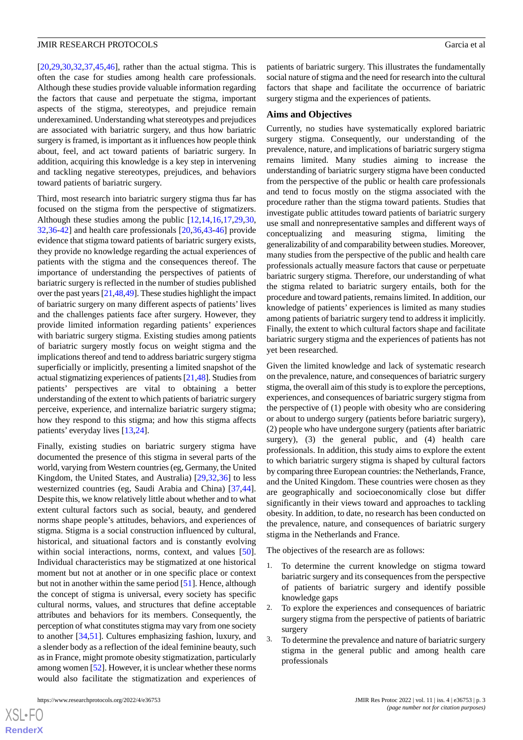[20,29,30,32,37,45,46], rather than the actual stigma. This is often the case for studies among health care professionals. Although these studies provide valuable information regarding the factors that cause and perpetuate the stigma, important aspects of the stigma, stereotypes, and prejudice remain underexamined. Understanding what stereotypes and prejudices are associated with bariatric surgery, and thus how bariatric surgery is framed, is important as it influences how people think about, feel, and act toward patients of bariatric surgery. In addition, acquiring this knowledge is a key step in intervening and tackling negative stereotypes, prejudices, and behaviors toward patients of bariatric surgery.

Third, most research into bariatric surgery stigma thus far has focused on the stigma from the perspective of stigmatizers. Although these studies among the public [12,14,16,17,29,30,32,36-42] and health care professionals [20,36,43-46] provide evidence that stigma toward patients of bariatric surgery exists, they provide no knowledge regarding the actual experiences of patients with the stigma and the consequences thereof. The importance of understanding the perspectives of patients of bariatric surgery is reflected in the number of studies published over the past years [21,48,49]. These studies highlight the impact of bariatric surgery on many different aspects of patients' lives and the challenges patients face after surgery. However, they provide limited information regarding patients' experiences with bariatric surgery stigma. Existing studies among patients of bariatric surgery mostly focus on weight stigma and the implications thereof and tend to address bariatric surgery stigma superficially or implicitly, presenting a limited snapshot of the actual stigmatizing experiences of patients [21,48]. Studies from patients' perspectives are vital to obtaining a better understanding of the extent to which patients of bariatric surgery perceive, experience, and internalize bariatric surgery stigma; how they respond to this stigma; and how this stigma affects patients' everyday lives [13,24].

Finally, existing studies on bariatric surgery stigma have documented the presence of this stigma in several parts of the world, varying from Western countries (eg, Germany, the United Kingdom, the United States, and Australia) [29,32,36] to less westernized countries (eg, Saudi Arabia and China) [37,44]. Despite this, we know relatively little about whether and to what extent cultural factors such as social, beauty, and gendered norms shape people's attitudes, behaviors, and experiences of stigma. Stigma is a social construction influenced by cultural, historical, and situational factors and is constantly evolving within social interactions, norms, context, and values [50]. Individual characteristics may be stigmatized at one historical moment but not at another or in one specific place or context but not in another within the same period [51]. Hence, although the concept of stigma is universal, every society has specific cultural norms, values, and structures that define acceptable attributes and behaviors for its members. Consequently, the perception of what constitutes stigma may vary from one society to another [34,51]. Cultures emphasizing fashion, luxury, and a slender body as a reflection of the ideal feminine beauty, such as in France, might promote obesity stigmatization, particularly among women [52]. However, it is unclear whether these norms would also facilitate the stigmatization and experiences of patients of bariatric surgery. This illustrates the fundamentally social nature of stigma and the need for research into the cultural factors that shape and facilitate the occurrence of bariatric surgery stigma and the experiences of patients.

## Aims and Objectives

Currently, no studies have systematically explored bariatric surgery stigma. Consequently, our understanding of the prevalence, nature, and implications of bariatric surgery stigma remains limited. Many studies aiming to increase the understanding of bariatric surgery stigma have been conducted from the perspective of the public or health care professionals and tend to focus mostly on the stigma associated with the procedure rather than the stigma toward patients. Studies that investigate public attitudes toward patients of bariatric surgery use small and nonrepresentative samples and different ways of conceptualizing and measuring stigma, limiting the generalizability of and comparability between studies. Moreover, many studies from the perspective of the public and health care professionals actually measure factors that cause or perpetuate bariatric surgery stigma. Therefore, our understanding of what the stigma related to bariatric surgery entails, both for the procedure and toward patients, remains limited. In addition, our knowledge of patients' experiences is limited as many studies among patients of bariatric surgery tend to address it implicitly. Finally, the extent to which cultural factors shape and facilitate bariatric surgery stigma and the experiences of patients has not yet been researched.

Given the limited knowledge and lack of systematic research on the prevalence, nature, and consequences of bariatric surgery stigma, the overall aim of this study is to explore the perceptions, experiences, and consequences of bariatric surgery stigma from the perspective of (1) people with obesity who are considering or about to undergo surgery (patients before bariatric surgery), (2) people who have undergone surgery (patients after bariatric surgery), (3) the general public, and (4) health care professionals. In addition, this study aims to explore the extent to which bariatric surgery stigma is shaped by cultural factors by comparing three European countries: the Netherlands, France, and the United Kingdom. These countries were chosen as they are geographically and socioeconomically close but differ significantly in their views toward and approaches to tackling obesity. In addition, to date, no research has been conducted on the prevalence, nature, and consequences of bariatric surgery stigma in the Netherlands and France.

The objectives of the research are as follows:

1. To determine the current knowledge on stigma toward bariatric surgery and its consequences from the perspective of patients of bariatric surgery and identify possible knowledge gaps
2. To explore the experiences and consequences of bariatric surgery stigma from the perspective of patients of bariatric surgery
3. To determine the prevalence and nature of bariatric surgery stigma in the general public and among health care professionals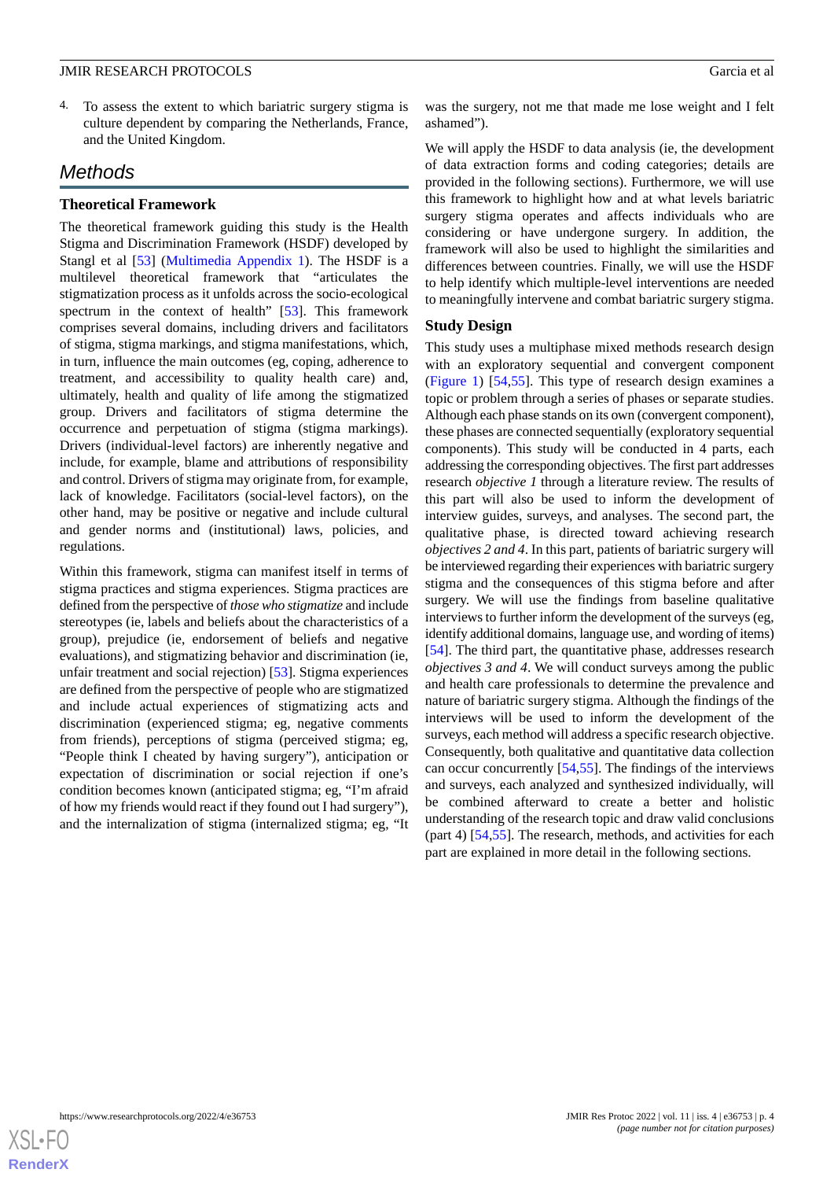4. To assess the extent to which bariatric surgery stigma is culture dependent by comparing the Netherlands, France, and the United Kingdom.

## Methods

### Theoretical Framework

The theoretical framework guiding this study is the Health Stigma and Discrimination Framework (HSDF) developed by Stangl et al [53] (Multimedia Appendix 1). The HSDF is a multilevel theoretical framework that "articulates the stigmatization process as it unfolds across the socio-ecological spectrum in the context of health" [53]. This framework comprises several domains, including drivers and facilitators of stigma, stigma markings, and stigma manifestations, which, in turn, influence the main outcomes (eg, coping, adherence to treatment, and accessibility to quality health care) and, ultimately, health and quality of life among the stigmatized group. Drivers and facilitators of stigma determine the occurrence and perpetuation of stigma (stigma markings). Drivers (individual-level factors) are inherently negative and include, for example, blame and attributions of responsibility and control. Drivers of stigma may originate from, for example, lack of knowledge. Facilitators (social-level factors), on the other hand, may be positive or negative and include cultural and gender norms and (institutional) laws, policies, and regulations.

Within this framework, stigma can manifest itself in terms of stigma practices and stigma experiences. Stigma practices are defined from the perspective of *those who stigmatize* and include stereotypes (ie, labels and beliefs about the characteristics of a group), prejudice (ie, endorsement of beliefs and negative evaluations), and stigmatizing behavior and discrimination (ie, unfair treatment and social rejection) [53]. Stigma experiences are defined from the perspective of people who are stigmatized and include actual experiences of stigmatizing acts and discrimination (experienced stigma; eg, negative comments from friends), perceptions of stigma (perceived stigma; eg, "People think I cheated by having surgery"), anticipation or expectation of discrimination or social rejection if one's condition becomes known (anticipated stigma; eg, "I'm afraid of how my friends would react if they found out I had surgery"), and the internalization of stigma (internalized stigma; eg, "It was the surgery, not me that made me lose weight and I felt ashamed").

We will apply the HSDF to data analysis (ie, the development of data extraction forms and coding categories; details are provided in the following sections). Furthermore, we will use this framework to highlight how and at what levels bariatric surgery stigma operates and affects individuals who are considering or have undergone surgery. In addition, the framework will also be used to highlight the similarities and differences between countries. Finally, we will use the HSDF to help identify which multiple-level interventions are needed to meaningfully intervene and combat bariatric surgery stigma.

### Study Design

This study uses a multiphase mixed methods research design with an exploratory sequential and convergent component (Figure 1) [54,55]. This type of research design examines a topic or problem through a series of phases or separate studies. Although each phase stands on its own (convergent component), these phases are connected sequentially (exploratory sequential components). This study will be conducted in 4 parts, each addressing the corresponding objectives. The first part addresses research *objective 1* through a literature review. The results of this part will also be used to inform the development of interview guides, surveys, and analyses. The second part, the qualitative phase, is directed toward achieving research *objectives 2 and 4*. In this part, patients of bariatric surgery will be interviewed regarding their experiences with bariatric surgery stigma and the consequences of this stigma before and after surgery. We will use the findings from baseline qualitative interviews to further inform the development of the surveys (eg, identify additional domains, language use, and wording of items) [54]. The third part, the quantitative phase, addresses research *objectives 3 and 4*. We will conduct surveys among the public and health care professionals to determine the prevalence and nature of bariatric surgery stigma. Although the findings of the interviews will be used to inform the development of the surveys, each method will address a specific research objective. Consequently, both qualitative and quantitative data collection can occur concurrently [54,55]. The findings of the interviews and surveys, each analyzed and synthesized individually, will be combined afterward to create a better and holistic understanding of the research topic and draw valid conclusions (part 4) [54,55]. The research, methods, and activities for each part are explained in more detail in the following sections.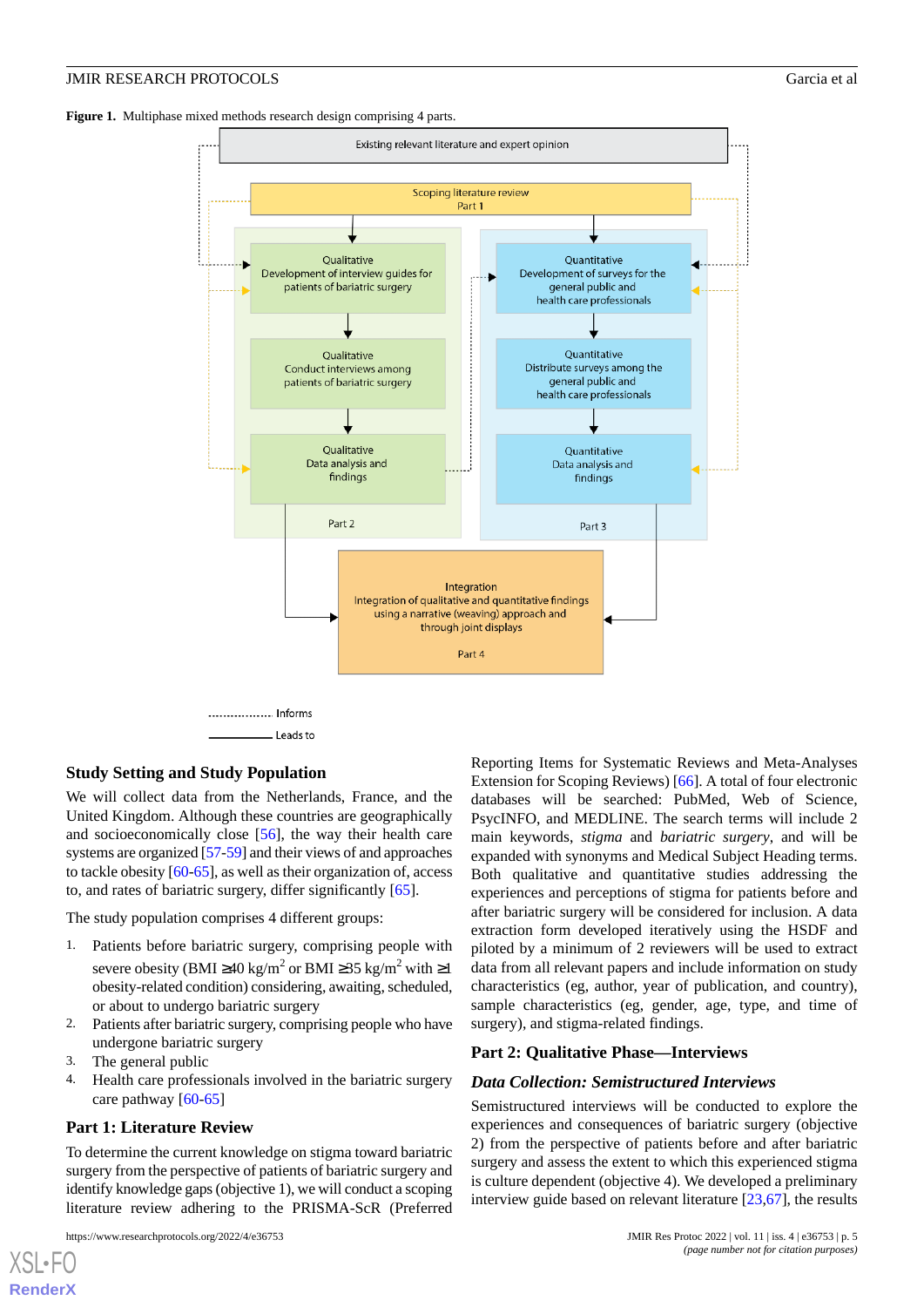**Figure 1.** Multiphase mixed methods research design comprising 4 parts.

## Study Setting and Study Population

We will collect data from the Netherlands, France, and the United Kingdom. Although these countries are geographically and socioeconomically close [56], the way their health care systems are organized [57-59] and their views of and approaches to tackle obesity [60-65], as well as their organization of, access to, and rates of bariatric surgery, differ significantly [65].

The study population comprises 4 different groups:

1. Patients before bariatric surgery, comprising people with severe obesity (BMI ≥40 kg/m$^2$ or BMI ≥35 kg/m$^2$ with ≥1 obesity-related condition) considering, awaiting, scheduled, or about to undergo bariatric surgery
2. Patients after bariatric surgery, comprising people who have undergone bariatric surgery
3. The general public
4. Health care professionals involved in the bariatric surgery care pathway [60-65]

## Part 1: Literature Review

To determine the current knowledge on stigma toward bariatric surgery from the perspective of patients of bariatric surgery and identify knowledge gaps (objective 1), we will conduct a scoping literature review adhering to the PRISMA-ScR (Preferred Reporting Items for Systematic Reviews and Meta-Analyses Extension for Scoping Reviews) [66]. A total of four electronic databases will be searched: PubMed, Web of Science, PsycINFO, and MEDLINE. The search terms will include 2 main keywords, *stigma* and *bariatric surgery*, and will be expanded with synonyms and Medical Subject Heading terms. Both qualitative and quantitative studies addressing the experiences and perceptions of stigma for patients before and after bariatric surgery will be considered for inclusion. A data extraction form developed iteratively using the HSDF and piloted by a minimum of 2 reviewers will be used to extract data from all relevant papers and include information on study characteristics (eg, author, year of publication, and country), sample characteristics (eg, gender, age, type, and time of surgery), and stigma-related findings.

## Part 2: Qualitative Phase—Interviews

### *Data Collection: Semistructured Interviews*

Semistructured interviews will be conducted to explore the experiences and consequences of bariatric surgery (objective 2) from the perspective of patients before and after bariatric surgery and assess the extent to which this experienced stigma is culture dependent (objective 4). We developed a preliminary interview guide based on relevant literature [23,67], the results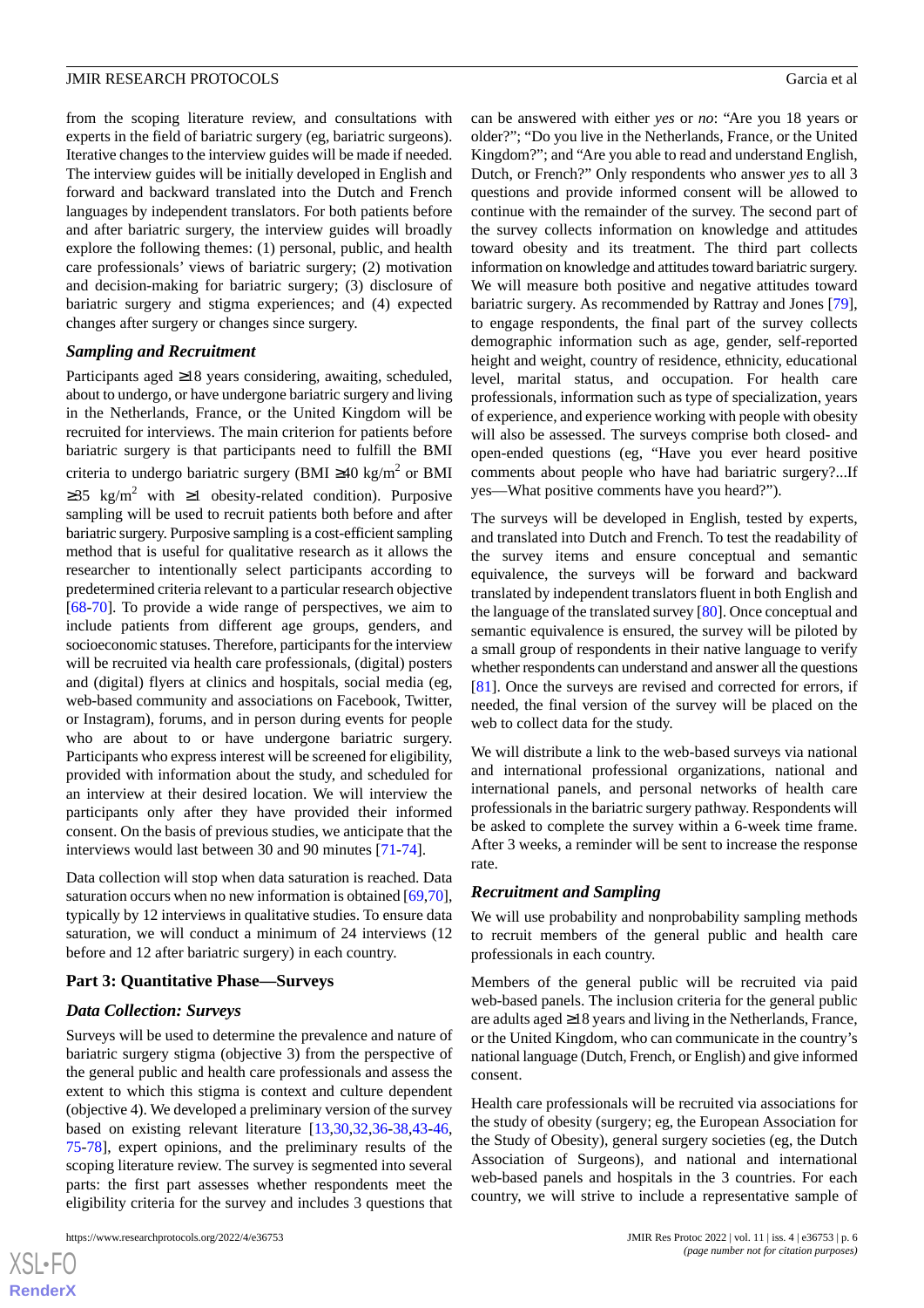from the scoping literature review, and consultations with experts in the field of bariatric surgery (eg, bariatric surgeons). Iterative changes to the interview guides will be made if needed. The interview guides will be initially developed in English and forward and backward translated into the Dutch and French languages by independent translators. For both patients before and after bariatric surgery, the interview guides will broadly explore the following themes: (1) personal, public, and health care professionals' views of bariatric surgery; (2) motivation and decision-making for bariatric surgery; (3) disclosure of bariatric surgery and stigma experiences; and (4) expected changes after surgery or changes since surgery.

### Sampling and Recruitment

Participants aged ≥18 years considering, awaiting, scheduled, about to undergo, or have undergone bariatric surgery and living in the Netherlands, France, or the United Kingdom will be recruited for interviews. The main criterion for patients before bariatric surgery is that participants need to fulfill the BMI criteria to undergo bariatric surgery (BMI ≥40 kg/m$^2$ or BMI ≥35 kg/m$^2$ with ≥1 obesity-related condition). Purposive sampling will be used to recruit patients both before and after bariatric surgery. Purposive sampling is a cost-efficient sampling method that is useful for qualitative research as it allows the researcher to intentionally select participants according to predetermined criteria relevant to a particular research objective [68-70]. To provide a wide range of perspectives, we aim to include patients from different age groups, genders, and socioeconomic statuses. Therefore, participants for the interview will be recruited via health care professionals, (digital) posters and (digital) flyers at clinics and hospitals, social media (eg, web-based community and associations on Facebook, Twitter, or Instagram), forums, and in person during events for people who are about to or have undergone bariatric surgery. Participants who express interest will be screened for eligibility, provided with information about the study, and scheduled for an interview at their desired location. We will interview the participants only after they have provided their informed consent. On the basis of previous studies, we anticipate that the interviews would last between 30 and 90 minutes [71-74].

Data collection will stop when data saturation is reached. Data saturation occurs when no new information is obtained [69,70], typically by 12 interviews in qualitative studies. To ensure data saturation, we will conduct a minimum of 24 interviews (12 before and 12 after bariatric surgery) in each country.

## Part 3: Quantitative Phase—Surveys

### Data Collection: Surveys

Surveys will be used to determine the prevalence and nature of bariatric surgery stigma (objective 3) from the perspective of the general public and health care professionals and assess the extent to which this stigma is context and culture dependent (objective 4). We developed a preliminary version of the survey based on existing relevant literature [13,30,32,36-38,43-46, 75-78], expert opinions, and the preliminary results of the scoping literature review. The survey is segmented into several parts: the first part assesses whether respondents meet the eligibility criteria for the survey and includes 3 questions that can be answered with either *yes* or *no*: "Are you 18 years or older?"; "Do you live in the Netherlands, France, or the United Kingdom?"; and "Are you able to read and understand English, Dutch, or French?" Only respondents who answer *yes* to all 3 questions and provide informed consent will be allowed to continue with the remainder of the survey. The second part of the survey collects information on knowledge and attitudes toward obesity and its treatment. The third part collects information on knowledge and attitudes toward bariatric surgery. We will measure both positive and negative attitudes toward bariatric surgery. As recommended by Rattray and Jones [79], to engage respondents, the final part of the survey collects demographic information such as age, gender, self-reported height and weight, country of residence, ethnicity, educational level, marital status, and occupation. For health care professionals, information such as type of specialization, years of experience, and experience working with people with obesity will also be assessed. The surveys comprise both closed- and open-ended questions (eg, "Have you ever heard positive comments about people who have had bariatric surgery?...If yes—What positive comments have you heard?").

The surveys will be developed in English, tested by experts, and translated into Dutch and French. To test the readability of the survey items and ensure conceptual and semantic equivalence, the surveys will be forward and backward translated by independent translators fluent in both English and the language of the translated survey [80]. Once conceptual and semantic equivalence is ensured, the survey will be piloted by a small group of respondents in their native language to verify whether respondents can understand and answer all the questions [81]. Once the surveys are revised and corrected for errors, if needed, the final version of the survey will be placed on the web to collect data for the study.

We will distribute a link to the web-based surveys via national and international professional organizations, national and international panels, and personal networks of health care professionals in the bariatric surgery pathway. Respondents will be asked to complete the survey within a 6-week time frame. After 3 weeks, a reminder will be sent to increase the response rate.

### Recruitment and Sampling

We will use probability and nonprobability sampling methods to recruit members of the general public and health care professionals in each country.

Members of the general public will be recruited via paid web-based panels. The inclusion criteria for the general public are adults aged ≥18 years and living in the Netherlands, France, or the United Kingdom, who can communicate in the country's national language (Dutch, French, or English) and give informed consent.

Health care professionals will be recruited via associations for the study of obesity (surgery; eg, the European Association for the Study of Obesity), general surgery societies (eg, the Dutch Association of Surgeons), and national and international web-based panels and hospitals in the 3 countries. For each country, we will strive to include a representative sample of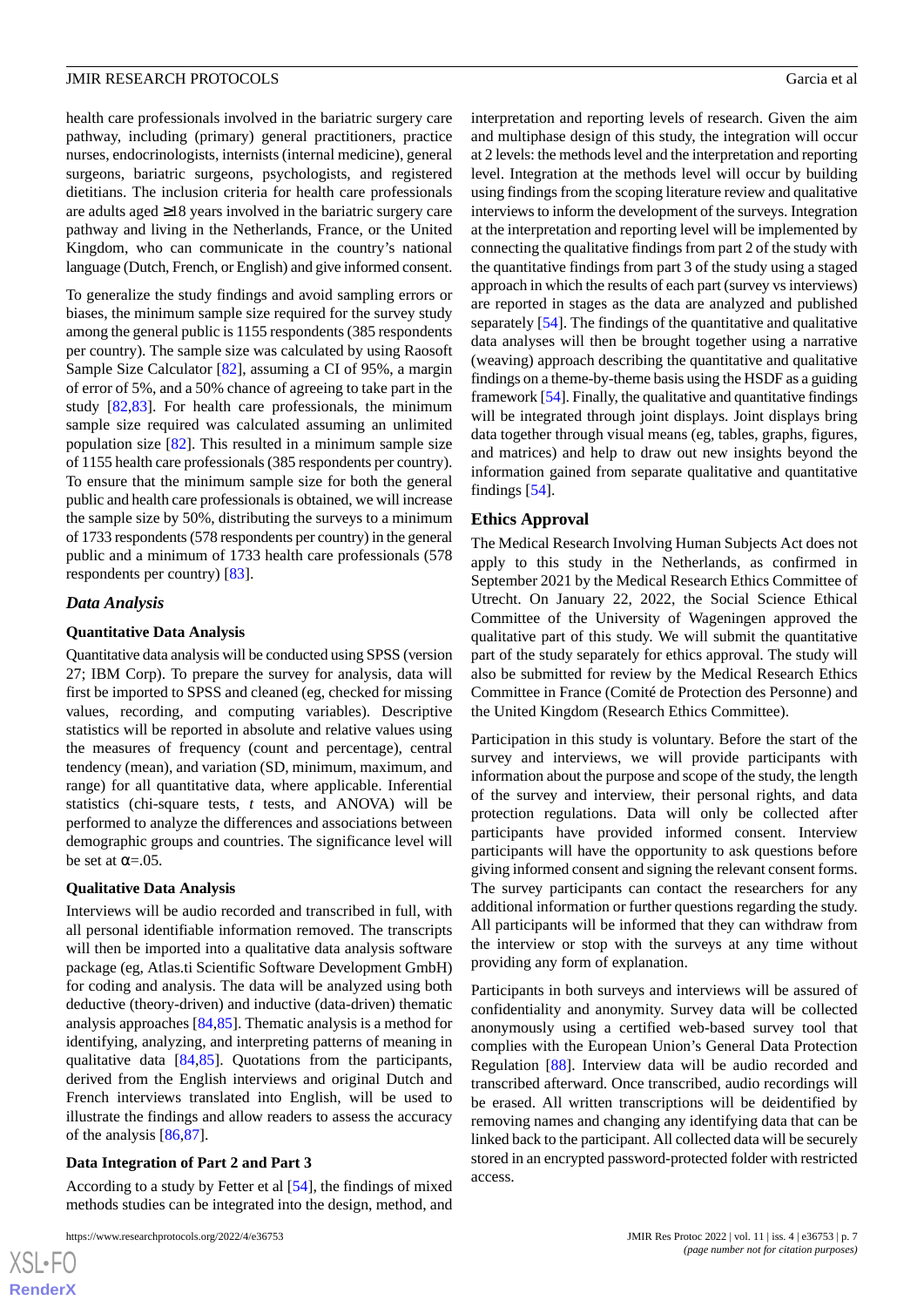health care professionals involved in the bariatric surgery care pathway, including (primary) general practitioners, practice nurses, endocrinologists, internists (internal medicine), general surgeons, bariatric surgeons, psychologists, and registered dietitians. The inclusion criteria for health care professionals are adults aged ≥18 years involved in the bariatric surgery care pathway and living in the Netherlands, France, or the United Kingdom, who can communicate in the country's national language (Dutch, French, or English) and give informed consent.

To generalize the study findings and avoid sampling errors or biases, the minimum sample size required for the survey study among the general public is 1155 respondents (385 respondents per country). The sample size was calculated by using Raosoft Sample Size Calculator [82], assuming a CI of 95%, a margin of error of 5%, and a 50% chance of agreeing to take part in the study [82,83]. For health care professionals, the minimum sample size required was calculated assuming an unlimited population size [82]. This resulted in a minimum sample size of 1155 health care professionals (385 respondents per country). To ensure that the minimum sample size for both the general public and health care professionals is obtained, we will increase the sample size by 50%, distributing the surveys to a minimum of 1733 respondents (578 respondents per country) in the general public and a minimum of 1733 health care professionals (578 respondents per country) [83].

### *Data Analysis*

#### Quantitative Data Analysis

Quantitative data analysis will be conducted using SPSS (version 27; IBM Corp). To prepare the survey for analysis, data will first be imported to SPSS and cleaned (eg, checked for missing values, recording, and computing variables). Descriptive statistics will be reported in absolute and relative values using the measures of frequency (count and percentage), central tendency (mean), and variation (SD, minimum, maximum, and range) for all quantitative data, where applicable. Inferential statistics (chi-square tests, *t* tests, and ANOVA) will be performed to analyze the differences and associations between demographic groups and countries. The significance level will be set at $\alpha$=.05.

#### Qualitative Data Analysis

Interviews will be audio recorded and transcribed in full, with all personal identifiable information removed. The transcripts will then be imported into a qualitative data analysis software package (eg, Atlas.ti Scientific Software Development GmbH) for coding and analysis. The data will be analyzed using both deductive (theory-driven) and inductive (data-driven) thematic analysis approaches [84,85]. Thematic analysis is a method for identifying, analyzing, and interpreting patterns of meaning in qualitative data [84,85]. Quotations from the participants, derived from the English interviews and original Dutch and French interviews translated into English, will be used to illustrate the findings and allow readers to assess the accuracy of the analysis [86,87].

#### Data Integration of Part 2 and Part 3

According to a study by Fetter et al [54], the findings of mixed methods studies can be integrated into the design, method, and interpretation and reporting levels of research. Given the aim and multiphase design of this study, the integration will occur at 2 levels: the methods level and the interpretation and reporting level. Integration at the methods level will occur by building using findings from the scoping literature review and qualitative interviews to inform the development of the surveys. Integration at the interpretation and reporting level will be implemented by connecting the qualitative findings from part 2 of the study with the quantitative findings from part 3 of the study using a staged approach in which the results of each part (survey vs interviews) are reported in stages as the data are analyzed and published separately [54]. The findings of the quantitative and qualitative data analyses will then be brought together using a narrative (weaving) approach describing the quantitative and qualitative findings on a theme-by-theme basis using the HSDF as a guiding framework [54]. Finally, the qualitative and quantitative findings will be integrated through joint displays. Joint displays bring data together through visual means (eg, tables, graphs, figures, and matrices) and help to draw out new insights beyond the information gained from separate qualitative and quantitative findings [54].

### Ethics Approval

The Medical Research Involving Human Subjects Act does not apply to this study in the Netherlands, as confirmed in September 2021 by the Medical Research Ethics Committee of Utrecht. On January 22, 2022, the Social Science Ethical Committee of the University of Wageningen approved the qualitative part of this study. We will submit the quantitative part of the study separately for ethics approval. The study will also be submitted for review by the Medical Research Ethics Committee in France (Comité de Protection des Personne) and the United Kingdom (Research Ethics Committee).

Participation in this study is voluntary. Before the start of the survey and interviews, we will provide participants with information about the purpose and scope of the study, the length of the survey and interview, their personal rights, and data protection regulations. Data will only be collected after participants have provided informed consent. Interview participants will have the opportunity to ask questions before giving informed consent and signing the relevant consent forms. The survey participants can contact the researchers for any additional information or further questions regarding the study. All participants will be informed that they can withdraw from the interview or stop with the surveys at any time without providing any form of explanation.

Participants in both surveys and interviews will be assured of confidentiality and anonymity. Survey data will be collected anonymously using a certified web-based survey tool that complies with the European Union's General Data Protection Regulation [88]. Interview data will be audio recorded and transcribed afterward. Once transcribed, audio recordings will be erased. All written transcriptions will be deidentified by removing names and changing any identifying data that can be linked back to the participant. All collected data will be securely stored in an encrypted password-protected folder with restricted access.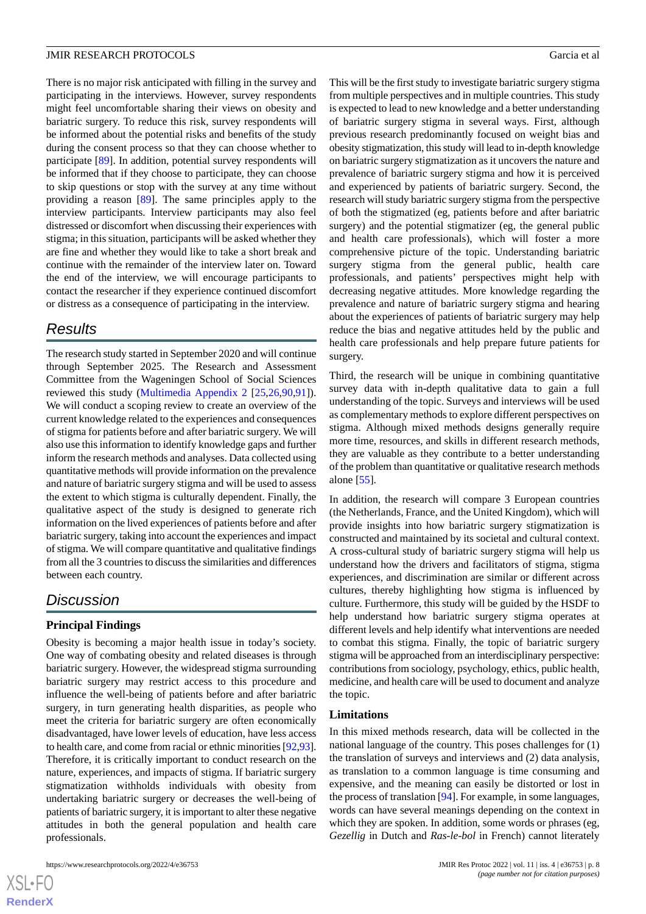There is no major risk anticipated with filling in the survey and participating in the interviews. However, survey respondents might feel uncomfortable sharing their views on obesity and bariatric surgery. To reduce this risk, survey respondents will be informed about the potential risks and benefits of the study during the consent process so that they can choose whether to participate [89]. In addition, potential survey respondents will be informed that if they choose to participate, they can choose to skip questions or stop with the survey at any time without providing a reason [89]. The same principles apply to the interview participants. Interview participants may also feel distressed or discomfort when discussing their experiences with stigma; in this situation, participants will be asked whether they are fine and whether they would like to take a short break and continue with the remainder of the interview later on. Toward the end of the interview, we will encourage participants to contact the researcher if they experience continued discomfort or distress as a consequence of participating in the interview.

## Results

The research study started in September 2020 and will continue through September 2025. The Research and Assessment Committee from the Wageningen School of Social Sciences reviewed this study (Multimedia Appendix 2 [25,26,90,91]). We will conduct a scoping review to create an overview of the current knowledge related to the experiences and consequences of stigma for patients before and after bariatric surgery. We will also use this information to identify knowledge gaps and further inform the research methods and analyses. Data collected using quantitative methods will provide information on the prevalence and nature of bariatric surgery stigma and will be used to assess the extent to which stigma is culturally dependent. Finally, the qualitative aspect of the study is designed to generate rich information on the lived experiences of patients before and after bariatric surgery, taking into account the experiences and impact of stigma. We will compare quantitative and qualitative findings from all the 3 countries to discuss the similarities and differences between each country.

## Discussion

### Principal Findings

Obesity is becoming a major health issue in today's society. One way of combating obesity and related diseases is through bariatric surgery. However, the widespread stigma surrounding bariatric surgery may restrict access to this procedure and influence the well-being of patients before and after bariatric surgery, in turn generating health disparities, as people who meet the criteria for bariatric surgery are often economically disadvantaged, have lower levels of education, have less access to health care, and come from racial or ethnic minorities [92,93]. Therefore, it is critically important to conduct research on the nature, experiences, and impacts of stigma. If bariatric surgery stigmatization withholds individuals with obesity from undertaking bariatric surgery or decreases the well-being of patients of bariatric surgery, it is important to alter these negative attitudes in both the general population and health care professionals.

This will be the first study to investigate bariatric surgery stigma from multiple perspectives and in multiple countries. This study is expected to lead to new knowledge and a better understanding of bariatric surgery stigma in several ways. First, although previous research predominantly focused on weight bias and obesity stigmatization, this study will lead to in-depth knowledge on bariatric surgery stigmatization as it uncovers the nature and prevalence of bariatric surgery stigma and how it is perceived and experienced by patients of bariatric surgery. Second, the research will study bariatric surgery stigma from the perspective of both the stigmatized (eg, patients before and after bariatric surgery) and the potential stigmatizer (eg, the general public and health care professionals), which will foster a more comprehensive picture of the topic. Understanding bariatric surgery stigma from the general public, health care professionals, and patients' perspectives might help with decreasing negative attitudes. More knowledge regarding the prevalence and nature of bariatric surgery stigma and hearing about the experiences of patients of bariatric surgery may help reduce the bias and negative attitudes held by the public and health care professionals and help prepare future patients for surgery.

Third, the research will be unique in combining quantitative survey data with in-depth qualitative data to gain a full understanding of the topic. Surveys and interviews will be used as complementary methods to explore different perspectives on stigma. Although mixed methods designs generally require more time, resources, and skills in different research methods, they are valuable as they contribute to a better understanding of the problem than quantitative or qualitative research methods alone [55].

In addition, the research will compare 3 European countries (the Netherlands, France, and the United Kingdom), which will provide insights into how bariatric surgery stigmatization is constructed and maintained by its societal and cultural context. A cross-cultural study of bariatric surgery stigma will help us understand how the drivers and facilitators of stigma, stigma experiences, and discrimination are similar or different across cultures, thereby highlighting how stigma is influenced by culture. Furthermore, this study will be guided by the HSDF to help understand how bariatric surgery stigma operates at different levels and help identify what interventions are needed to combat this stigma. Finally, the topic of bariatric surgery stigma will be approached from an interdisciplinary perspective: contributions from sociology, psychology, ethics, public health, medicine, and health care will be used to document and analyze the topic.

### Limitations

In this mixed methods research, data will be collected in the national language of the country. This poses challenges for (1) the translation of surveys and interviews and (2) data analysis, as translation to a common language is time consuming and expensive, and the meaning can easily be distorted or lost in the process of translation [94]. For example, in some languages, words can have several meanings depending on the context in which they are spoken. In addition, some words or phrases (eg, *Gezellig* in Dutch and *Ras-le-bol* in French) cannot literately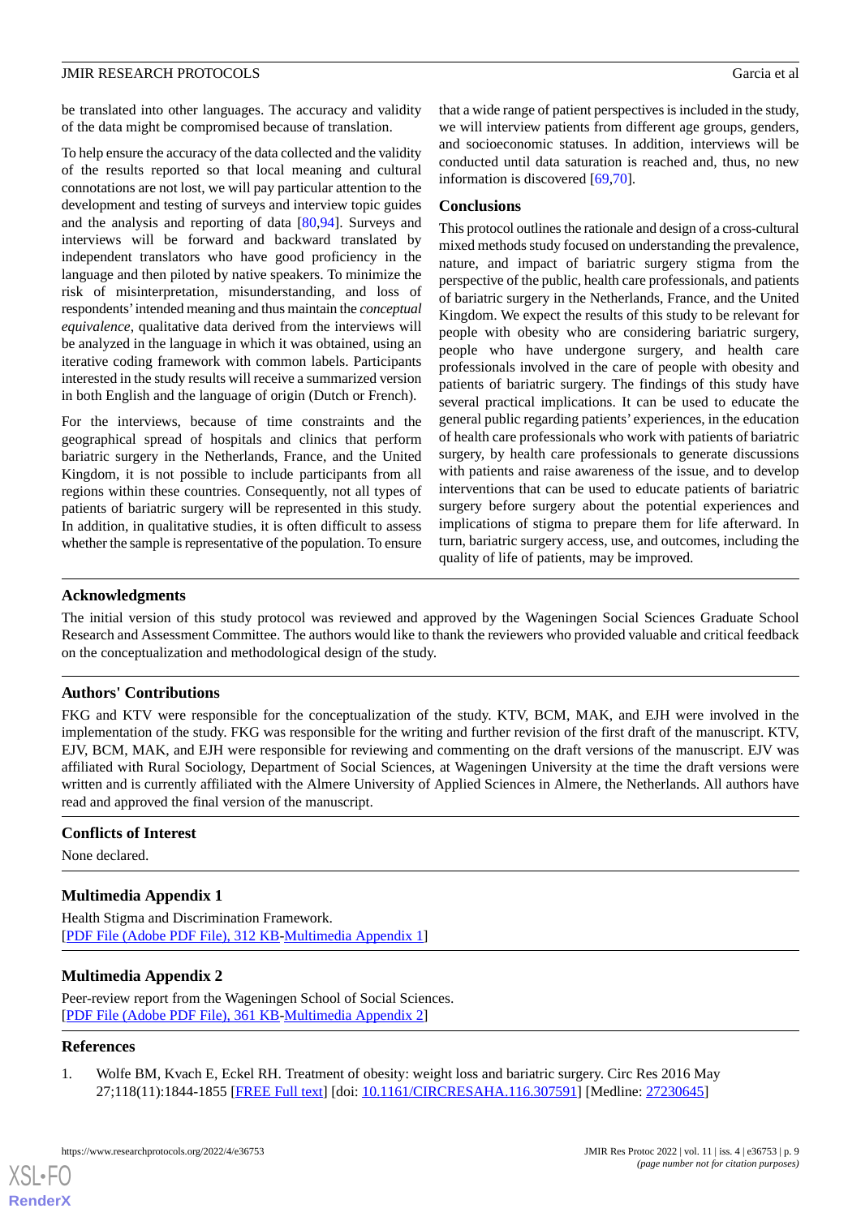be translated into other languages. The accuracy and validity of the data might be compromised because of translation.

To help ensure the accuracy of the data collected and the validity of the results reported so that local meaning and cultural connotations are not lost, we will pay particular attention to the development and testing of surveys and interview topic guides and the analysis and reporting of data [80,94]. Surveys and interviews will be forward and backward translated by independent translators who have good proficiency in the language and then piloted by native speakers. To minimize the risk of misinterpretation, misunderstanding, and loss of respondents' intended meaning and thus maintain the *conceptual equivalence*, qualitative data derived from the interviews will be analyzed in the language in which it was obtained, using an iterative coding framework with common labels. Participants interested in the study results will receive a summarized version in both English and the language of origin (Dutch or French).

For the interviews, because of time constraints and the geographical spread of hospitals and clinics that perform bariatric surgery in the Netherlands, France, and the United Kingdom, it is not possible to include participants from all regions within these countries. Consequently, not all types of patients of bariatric surgery will be represented in this study. In addition, in qualitative studies, it is often difficult to assess whether the sample is representative of the population. To ensure that a wide range of patient perspectives is included in the study, we will interview patients from different age groups, genders, and socioeconomic statuses. In addition, interviews will be conducted until data saturation is reached and, thus, no new information is discovered [69,70].

## Conclusions

This protocol outlines the rationale and design of a cross-cultural mixed methods study focused on understanding the prevalence, nature, and impact of bariatric surgery stigma from the perspective of the public, health care professionals, and patients of bariatric surgery in the Netherlands, France, and the United Kingdom. We expect the results of this study to be relevant for people with obesity who are considering bariatric surgery, people who have undergone surgery, and health care professionals involved in the care of people with obesity and patients of bariatric surgery. The findings of this study have several practical implications. It can be used to educate the general public regarding patients' experiences, in the education of health care professionals who work with patients of bariatric surgery, by health care professionals to generate discussions with patients and raise awareness of the issue, and to develop interventions that can be used to educate patients of bariatric surgery before surgery about the potential experiences and implications of stigma to prepare them for life afterward. In turn, bariatric surgery access, use, and outcomes, including the quality of life of patients, may be improved.

## Acknowledgments

The initial version of this study protocol was reviewed and approved by the Wageningen Social Sciences Graduate School Research and Assessment Committee. The authors would like to thank the reviewers who provided valuable and critical feedback on the conceptualization and methodological design of the study.

## Authors' Contributions

FKG and KTV were responsible for the conceptualization of the study. KTV, BCM, MAK, and EJH were involved in the implementation of the study. FKG was responsible for the writing and further revision of the first draft of the manuscript. KTV, EJV, BCM, MAK, and EJH were responsible for reviewing and commenting on the draft versions of the manuscript. EJV was affiliated with Rural Sociology, Department of Social Sciences, at Wageningen University at the time the draft versions were written and is currently affiliated with the Almere University of Applied Sciences in Almere, the Netherlands. All authors have read and approved the final version of the manuscript.

## Conflicts of Interest

None declared.

## Multimedia Appendix 1

Health Stigma and Discrimination Framework.
[PDF File (Adobe PDF File), 312 KB-Multimedia Appendix 1]

## Multimedia Appendix 2

Peer-review report from the Wageningen School of Social Sciences.
[PDF File (Adobe PDF File), 361 KB-Multimedia Appendix 2]

## References

1. Wolfe BM, Kvach E, Eckel RH. Treatment of obesity: weight loss and bariatric surgery. Circ Res 2016 May 27;118(11):1844-1855 [FREE Full text] [doi: 10.1161/CIRCRESAHA.116.307591] [Medline: 27230645]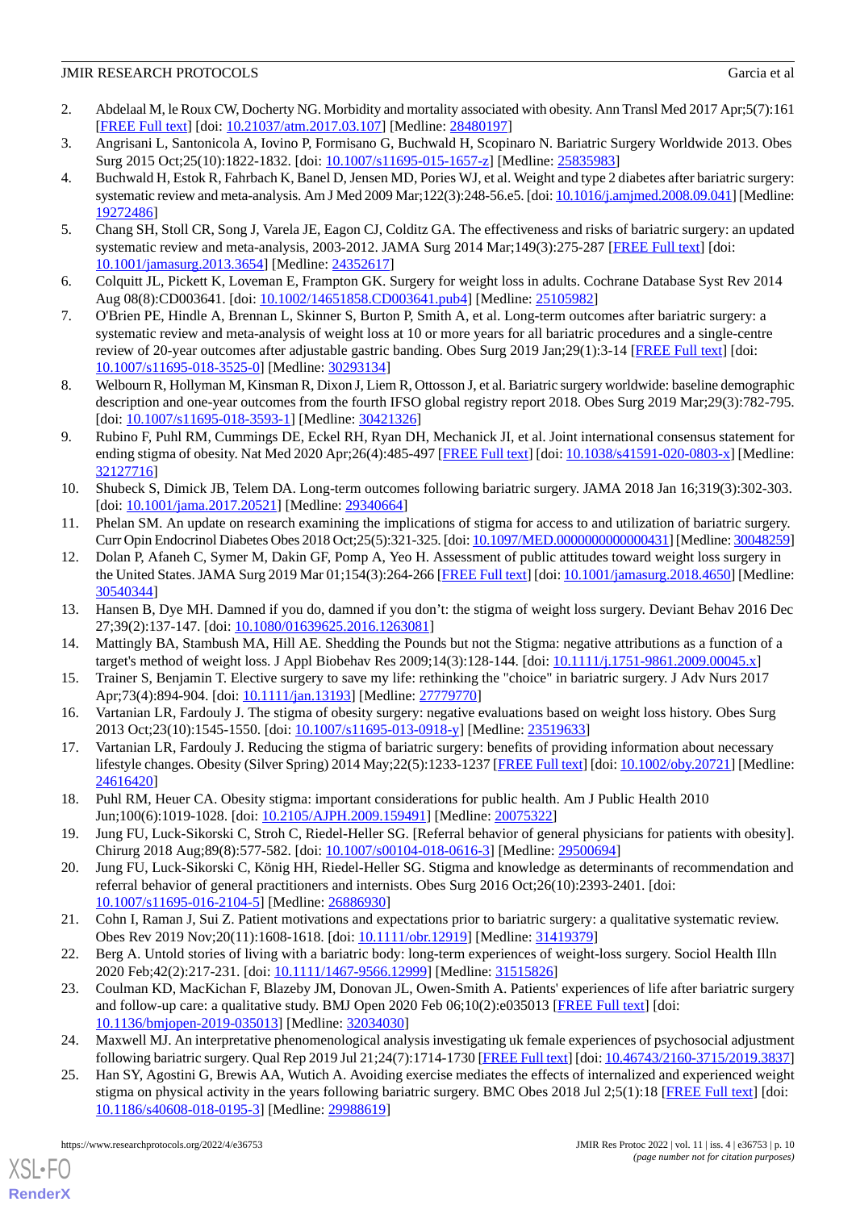2. Abdelaal M, le Roux CW, Docherty NG. Morbidity and mortality associated with obesity. Ann Transl Med 2017 Apr;5(7):161 [FREE Full text] [doi: 10.21037/atm.2017.03.107] [Medline: 28480197]
3. Angrisani L, Santonicola A, Iovino P, Formisano G, Buchwald H, Scopinaro N. Bariatric Surgery Worldwide 2013. Obes Surg 2015 Oct;25(10):1822-1832. [doi: 10.1007/s11695-015-1657-z] [Medline: 25835983]
4. Buchwald H, Estok R, Fahrbach K, Banel D, Jensen MD, Pories WJ, et al. Weight and type 2 diabetes after bariatric surgery: systematic review and meta-analysis. Am J Med 2009 Mar;122(3):248-56.e5. [doi: 10.1016/j.amjmed.2008.09.041] [Medline: 19272486]
5. Chang SH, Stoll CR, Song J, Varela JE, Eagon CJ, Colditz GA. The effectiveness and risks of bariatric surgery: an updated systematic review and meta-analysis, 2003-2012. JAMA Surg 2014 Mar;149(3):275-287 [FREE Full text] [doi: 10.1001/jamasurg.2013.3654] [Medline: 24352617]
6. Colquitt JL, Pickett K, Loveman E, Frampton GK. Surgery for weight loss in adults. Cochrane Database Syst Rev 2014 Aug 08(8):CD003641. [doi: 10.1002/14651858.CD003641.pub4] [Medline: 25105982]
7. O'Brien PE, Hindle A, Brennan L, Skinner S, Burton P, Smith A, et al. Long-term outcomes after bariatric surgery: a systematic review and meta-analysis of weight loss at 10 or more years for all bariatric procedures and a single-centre review of 20-year outcomes after adjustable gastric banding. Obes Surg 2019 Jan;29(1):3-14 [FREE Full text] [doi: 10.1007/s11695-018-3525-0] [Medline: 30293134]
8. Welbourn R, Hollyman M, Kinsman R, Dixon J, Liem R, Ottosson J, et al. Bariatric surgery worldwide: baseline demographic description and one-year outcomes from the fourth IFSO global registry report 2018. Obes Surg 2019 Mar;29(3):782-795. [doi: 10.1007/s11695-018-3593-1] [Medline: 30421326]
9. Rubino F, Puhl RM, Cummings DE, Eckel RH, Ryan DH, Mechanick JI, et al. Joint international consensus statement for ending stigma of obesity. Nat Med 2020 Apr;26(4):485-497 [FREE Full text] [doi: 10.1038/s41591-020-0803-x] [Medline: 32127716]
10. Shubeck S, Dimick JB, Telem DA. Long-term outcomes following bariatric surgery. JAMA 2018 Jan 16;319(3):302-303. [doi: 10.1001/jama.2017.20521] [Medline: 29340664]
11. Phelan SM. An update on research examining the implications of stigma for access to and utilization of bariatric surgery. Curr Opin Endocrinol Diabetes Obes 2018 Oct;25(5):321-325. [doi: 10.1097/MED.0000000000000431] [Medline: 30048259]
12. Dolan P, Afaneh C, Symer M, Dakin GF, Pomp A, Yeo H. Assessment of public attitudes toward weight loss surgery in the United States. JAMA Surg 2019 Mar 01;154(3):264-266 [FREE Full text] [doi: 10.1001/jamasurg.2018.4650] [Medline: 30540344]
13. Hansen B, Dye MH. Damned if you do, damned if you don't: the stigma of weight loss surgery. Deviant Behav 2016 Dec 27;39(2):137-147. [doi: 10.1080/01639625.2016.1263081]
14. Mattingly BA, Stambush MA, Hill AE. Shedding the Pounds but not the Stigma: negative attributions as a function of a target's method of weight loss. J Appl Biobehav Res 2009;14(3):128-144. [doi: 10.1111/j.1751-9861.2009.00045.x]
15. Trainer S, Benjamin T. Elective surgery to save my life: rethinking the "choice" in bariatric surgery. J Adv Nurs 2017 Apr;73(4):894-904. [doi: 10.1111/jan.13193] [Medline: 27779770]
16. Vartanian LR, Fardouly J. The stigma of obesity surgery: negative evaluations based on weight loss history. Obes Surg 2013 Oct;23(10):1545-1550. [doi: 10.1007/s11695-013-0918-y] [Medline: 23519633]
17. Vartanian LR, Fardouly J. Reducing the stigma of bariatric surgery: benefits of providing information about necessary lifestyle changes. Obesity (Silver Spring) 2014 May;22(5):1233-1237 [FREE Full text] [doi: 10.1002/oby.20721] [Medline: 24616420]
18. Puhl RM, Heuer CA. Obesity stigma: important considerations for public health. Am J Public Health 2010 Jun;100(6):1019-1028. [doi: 10.2105/AJPH.2009.159491] [Medline: 20075322]
19. Jung FU, Luck-Sikorski C, Stroh C, Riedel-Heller SG. [Referral behavior of general physicians for patients with obesity]. Chirurg 2018 Aug;89(8):577-582. [doi: 10.1007/s00104-018-0616-3] [Medline: 29500694]
20. Jung FU, Luck-Sikorski C, König HH, Riedel-Heller SG. Stigma and knowledge as determinants of recommendation and referral behavior of general practitioners and internists. Obes Surg 2016 Oct;26(10):2393-2401. [doi: 10.1007/s11695-016-2104-5] [Medline: 26886930]
21. Cohn I, Raman J, Sui Z. Patient motivations and expectations prior to bariatric surgery: a qualitative systematic review. Obes Rev 2019 Nov;20(11):1608-1618. [doi: 10.1111/obr.12919] [Medline: 31419379]
22. Berg A. Untold stories of living with a bariatric body: long-term experiences of weight-loss surgery. Sociol Health Illn 2020 Feb;42(2):217-231. [doi: 10.1111/1467-9566.12999] [Medline: 31515826]
23. Coulman KD, MacKichan F, Blazeby JM, Donovan JL, Owen-Smith A. Patients' experiences of life after bariatric surgery and follow-up care: a qualitative study. BMJ Open 2020 Feb 06;10(2):e035013 [FREE Full text] [doi: 10.1136/bmjopen-2019-035013] [Medline: 32034030]
24. Maxwell MJ. An interpretative phenomenological analysis investigating uk female experiences of psychosocial adjustment following bariatric surgery. Qual Rep 2019 Jul 21;24(7):1714-1730 [FREE Full text] [doi: 10.46743/2160-3715/2019.3837]
25. Han SY, Agostini G, Brewis AA, Wutich A. Avoiding exercise mediates the effects of internalized and experienced weight stigma on physical activity in the years following bariatric surgery. BMC Obes 2018 Jul 2;5(1):18 [FREE Full text] [doi: 10.1186/s40608-018-0195-3] [Medline: 29988619]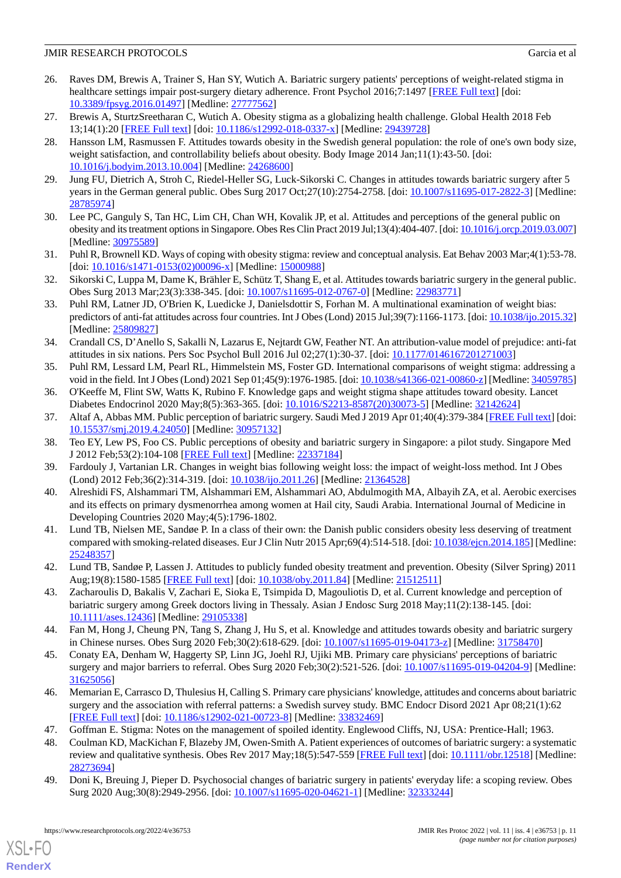26. Raves DM, Brewis A, Trainer S, Han SY, Wutich A. Bariatric surgery patients' perceptions of weight-related stigma in healthcare settings impair post-surgery dietary adherence. Front Psychol 2016;7:1497 [FREE Full text] [doi: 10.3389/fpsyg.2016.01497] [Medline: 27777562]
27. Brewis A, SturtzSreetharan C, Wutich A. Obesity stigma as a globalizing health challenge. Global Health 2018 Feb 13;14(1):20 [FREE Full text] [doi: 10.1186/s12992-018-0337-x] [Medline: 29439728]
28. Hansson LM, Rasmussen F. Attitudes towards obesity in the Swedish general population: the role of one's own body size, weight satisfaction, and controllability beliefs about obesity. Body Image 2014 Jan;11(1):43-50. [doi: 10.1016/j.bodyim.2013.10.004] [Medline: 24268600]
29. Jung FU, Dietrich A, Stroh C, Riedel-Heller SG, Luck-Sikorski C. Changes in attitudes towards bariatric surgery after 5 years in the German general public. Obes Surg 2017 Oct;27(10):2754-2758. [doi: 10.1007/s11695-017-2822-3] [Medline: 28785974]
30. Lee PC, Ganguly S, Tan HC, Lim CH, Chan WH, Kovalik JP, et al. Attitudes and perceptions of the general public on obesity and its treatment options in Singapore. Obes Res Clin Pract 2019 Jul;13(4):404-407. [doi: 10.1016/j.orcp.2019.03.007] [Medline: 30975589]
31. Puhl R, Brownell KD. Ways of coping with obesity stigma: review and conceptual analysis. Eat Behav 2003 Mar;4(1):53-78. [doi: 10.1016/s1471-0153(02)00096-x] [Medline: 15000988]
32. Sikorski C, Luppa M, Dame K, Brähler E, Schütz T, Shang E, et al. Attitudes towards bariatric surgery in the general public. Obes Surg 2013 Mar;23(3):338-345. [doi: 10.1007/s11695-012-0767-0] [Medline: 22983771]
33. Puhl RM, Latner JD, O'Brien K, Luedicke J, Danielsdottir S, Forhan M. A multinational examination of weight bias: predictors of anti-fat attitudes across four countries. Int J Obes (Lond) 2015 Jul;39(7):1166-1173. [doi: 10.1038/ijo.2015.32] [Medline: 25809827]
34. Crandall CS, D'Anello S, Sakalli N, Lazarus E, Nejtardt GW, Feather NT. An attribution-value model of prejudice: anti-fat attitudes in six nations. Pers Soc Psychol Bull 2016 Jul 02;27(1):30-37. [doi: 10.1177/0146167201271003]
35. Puhl RM, Lessard LM, Pearl RL, Himmelstein MS, Foster GD. International comparisons of weight stigma: addressing a void in the field. Int J Obes (Lond) 2021 Sep 01;45(9):1976-1985. [doi: 10.1038/s41366-021-00860-z] [Medline: 34059785]
36. O'Keeffe M, Flint SW, Watts K, Rubino F. Knowledge gaps and weight stigma shape attitudes toward obesity. Lancet Diabetes Endocrinol 2020 May;8(5):363-365. [doi: 10.1016/S2213-8587(20)30073-5] [Medline: 32142624]
37. Altaf A, Abbas MM. Public perception of bariatric surgery. Saudi Med J 2019 Apr 01;40(4):379-384 [FREE Full text] [doi: 10.15537/smj.2019.4.24050] [Medline: 30957132]
38. Teo EY, Lew PS, Foo CS. Public perceptions of obesity and bariatric surgery in Singapore: a pilot study. Singapore Med J 2012 Feb;53(2):104-108 [FREE Full text] [Medline: 22337184]
39. Fardouly J, Vartanian LR. Changes in weight bias following weight loss: the impact of weight-loss method. Int J Obes (Lond) 2012 Feb;36(2):314-319. [doi: 10.1038/ijo.2011.26] [Medline: 21364528]
40. Alreshidi FS, Alshammari TM, Alshammari EM, Alshammari AO, Abdulmogith MA, Albayih ZA, et al. Aerobic exercises and its effects on primary dysmenorrhea among women at Hail city, Saudi Arabia. International Journal of Medicine in Developing Countries 2020 May;4(5):1796-1802.
41. Lund TB, Nielsen ME, Sandøe P. In a class of their own: the Danish public considers obesity less deserving of treatment compared with smoking-related diseases. Eur J Clin Nutr 2015 Apr;69(4):514-518. [doi: 10.1038/ejcn.2014.185] [Medline: 25248357]
42. Lund TB, Sandøe P, Lassen J. Attitudes to publicly funded obesity treatment and prevention. Obesity (Silver Spring) 2011 Aug;19(8):1580-1585 [FREE Full text] [doi: 10.1038/oby.2011.84] [Medline: 21512511]
43. Zacharoulis D, Bakalis V, Zachari E, Sioka E, Tsimpida D, Magouliotis D, et al. Current knowledge and perception of bariatric surgery among Greek doctors living in Thessaly. Asian J Endosc Surg 2018 May;11(2):138-145. [doi: 10.1111/ases.12436] [Medline: 29105338]
44. Fan M, Hong J, Cheung PN, Tang S, Zhang J, Hu S, et al. Knowledge and attitudes towards obesity and bariatric surgery in Chinese nurses. Obes Surg 2020 Feb;30(2):618-629. [doi: 10.1007/s11695-019-04173-z] [Medline: 31758470]
45. Conaty EA, Denham W, Haggerty SP, Linn JG, Joehl RJ, Ujiki MB. Primary care physicians' perceptions of bariatric surgery and major barriers to referral. Obes Surg 2020 Feb;30(2):521-526. [doi: 10.1007/s11695-019-04204-9] [Medline: 31625056]
46. Memarian E, Carrasco D, Thulesius H, Calling S. Primary care physicians' knowledge, attitudes and concerns about bariatric surgery and the association with referral patterns: a Swedish survey study. BMC Endocr Disord 2021 Apr 08;21(1):62 [FREE Full text] [doi: 10.1186/s12902-021-00723-8] [Medline: 33832469]
47. Goffman E. Stigma: Notes on the management of spoiled identity. Englewood Cliffs, NJ, USA: Prentice-Hall; 1963.
48. Coulman KD, MacKichan F, Blazeby JM, Owen-Smith A. Patient experiences of outcomes of bariatric surgery: a systematic review and qualitative synthesis. Obes Rev 2017 May;18(5):547-559 [FREE Full text] [doi: 10.1111/obr.12518] [Medline: 28273694]
49. Doni K, Breuing J, Pieper D. Psychosocial changes of bariatric surgery in patients' everyday life: a scoping review. Obes Surg 2020 Aug;30(8):2949-2956. [doi: 10.1007/s11695-020-04621-1] [Medline: 32333244]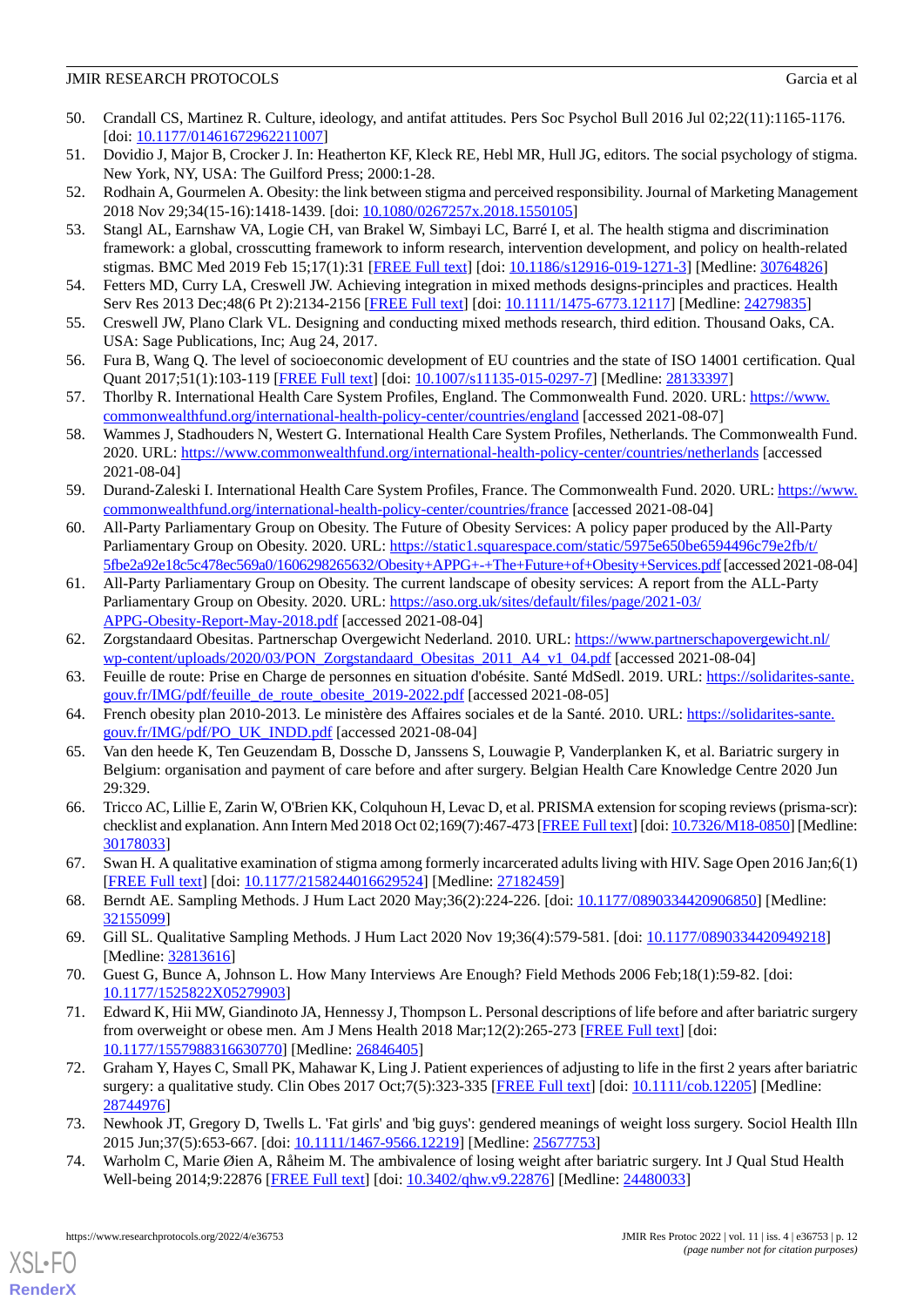50. Crandall CS, Martinez R. Culture, ideology, and antifat attitudes. Pers Soc Psychol Bull 2016 Jul 02;22(11):1165-1176. [doi: 10.1177/01461672962211007]
51. Dovidio J, Major B, Crocker J. In: Heatherton KF, Kleck RE, Hebl MR, Hull JG, editors. The social psychology of stigma. New York, NY, USA: The Guilford Press; 2000:1-28.
52. Rodhain A, Gourmelen A. Obesity: the link between stigma and perceived responsibility. Journal of Marketing Management 2018 Nov 29;34(15-16):1418-1439. [doi: 10.1080/0267257x.2018.1550105]
53. Stangl AL, Earnshaw VA, Logie CH, van Brakel W, Simbayi LC, Barré I, et al. The health stigma and discrimination framework: a global, crosscutting framework to inform research, intervention development, and policy on health-related stigmas. BMC Med 2019 Feb 15;17(1):31 [FREE Full text] [doi: 10.1186/s12916-019-1271-3] [Medline: 30764826]
54. Fetters MD, Curry LA, Creswell JW. Achieving integration in mixed methods designs-principles and practices. Health Serv Res 2013 Dec;48(6 Pt 2):2134-2156 [FREE Full text] [doi: 10.1111/1475-6773.12117] [Medline: 24279835]
55. Creswell JW, Plano Clark VL. Designing and conducting mixed methods research, third edition. Thousand Oaks, CA. USA: Sage Publications, Inc; Aug 24, 2017.
56. Fura B, Wang Q. The level of socioeconomic development of EU countries and the state of ISO 14001 certification. Qual Quant 2017;51(1):103-119 [FREE Full text] [doi: 10.1007/s11135-015-0297-7] [Medline: 28133397]
57. Thorlby R. International Health Care System Profiles, England. The Commonwealth Fund. 2020. URL: https://www.commonwealthfund.org/international-health-policy-center/countries/england [accessed 2021-08-07]
58. Wammes J, Stadhouders N, Westert G. International Health Care System Profiles, Netherlands. The Commonwealth Fund. 2020. URL: https://www.commonwealthfund.org/international-health-policy-center/countries/netherlands [accessed 2021-08-04]
59. Durand-Zaleski I. International Health Care System Profiles, France. The Commonwealth Fund. 2020. URL: https://www.commonwealthfund.org/international-health-policy-center/countries/france [accessed 2021-08-04]
60. All-Party Parliamentary Group on Obesity. The Future of Obesity Services: A policy paper produced by the All-Party Parliamentary Group on Obesity. 2020. URL: https://static1.squarespace.com/static/5975e650be6594496c79e2fb/t/5fbe2a92e18c5c478ec569a0/1606298265632/Obesity+APPG+-+The+Future+of+Obesity+Services.pdf [accessed 2021-08-04]
61. All-Party Parliamentary Group on Obesity. The current landscape of obesity services: A report from the ALL-Party Parliamentary Group on Obesity. 2020. URL: https://aso.org.uk/sites/default/files/page/2021-03/APPG-Obesity-Report-May-2018.pdf [accessed 2021-08-04]
62. Zorgstandaard Obesitas. Partnerschap Overgewicht Nederland. 2010. URL: https://www.partnerschapovergewicht.nl/wp-content/uploads/2020/03/PON_Zorgstandaard_Obesitas_2011_A4_v1_04.pdf [accessed 2021-08-04]
63. Feuille de route: Prise en Charge de personnes en situation d'obésite. Santé MdSedl. 2019. URL: https://solidarites-sante.gouv.fr/IMG/pdf/feuille_de_route_obesite_2019-2022.pdf [accessed 2021-08-05]
64. French obesity plan 2010-2013. Le ministère des Affaires sociales et de la Santé. 2010. URL: https://solidarites-sante.gouv.fr/IMG/pdf/PO_UK_INDD.pdf [accessed 2021-08-04]
65. Van den heede K, Ten Geuzendam B, Dossche D, Janssens S, Louwagie P, Vanderplanken K, et al. Bariatric surgery in Belgium: organisation and payment of care before and after surgery. Belgian Health Care Knowledge Centre 2020 Jun 29:329.
66. Tricco AC, Lillie E, Zarin W, O'Brien KK, Colquhoun H, Levac D, et al. PRISMA extension for scoping reviews (prisma-scr): checklist and explanation. Ann Intern Med 2018 Oct 02;169(7):467-473 [FREE Full text] [doi: 10.7326/M18-0850] [Medline: 30178033]
67. Swan H. A qualitative examination of stigma among formerly incarcerated adults living with HIV. Sage Open 2016 Jan;6(1) [FREE Full text] [doi: 10.1177/2158244016629524] [Medline: 27182459]
68. Berndt AE. Sampling Methods. J Hum Lact 2020 May;36(2):224-226. [doi: 10.1177/0890334420906850] [Medline: 32155099]
69. Gill SL. Qualitative Sampling Methods. J Hum Lact 2020 Nov 19;36(4):579-581. [doi: 10.1177/0890334420949218] [Medline: 32813616]
70. Guest G, Bunce A, Johnson L. How Many Interviews Are Enough? Field Methods 2006 Feb;18(1):59-82. [doi: 10.1177/1525822X05279903]
71. Edward K, Hii MW, Giandinoto JA, Hennessy J, Thompson L. Personal descriptions of life before and after bariatric surgery from overweight or obese men. Am J Mens Health 2018 Mar;12(2):265-273 [FREE Full text] [doi: 10.1177/1557988316630770] [Medline: 26846405]
72. Graham Y, Hayes C, Small PK, Mahawar K, Ling J. Patient experiences of adjusting to life in the first 2 years after bariatric surgery: a qualitative study. Clin Obes 2017 Oct;7(5):323-335 [FREE Full text] [doi: 10.1111/cob.12205] [Medline: 28744976]
73. Newhook JT, Gregory D, Twells L. 'Fat girls' and 'big guys': gendered meanings of weight loss surgery. Sociol Health Illn 2015 Jun;37(5):653-667. [doi: 10.1111/1467-9566.12219] [Medline: 25677753]
74. Warholm C, Marie Øien A, Råheim M. The ambivalence of losing weight after bariatric surgery. Int J Qual Stud Health Well-being 2014;9:22876 [FREE Full text] [doi: 10.3402/qhw.v9.22876] [Medline: 24480033]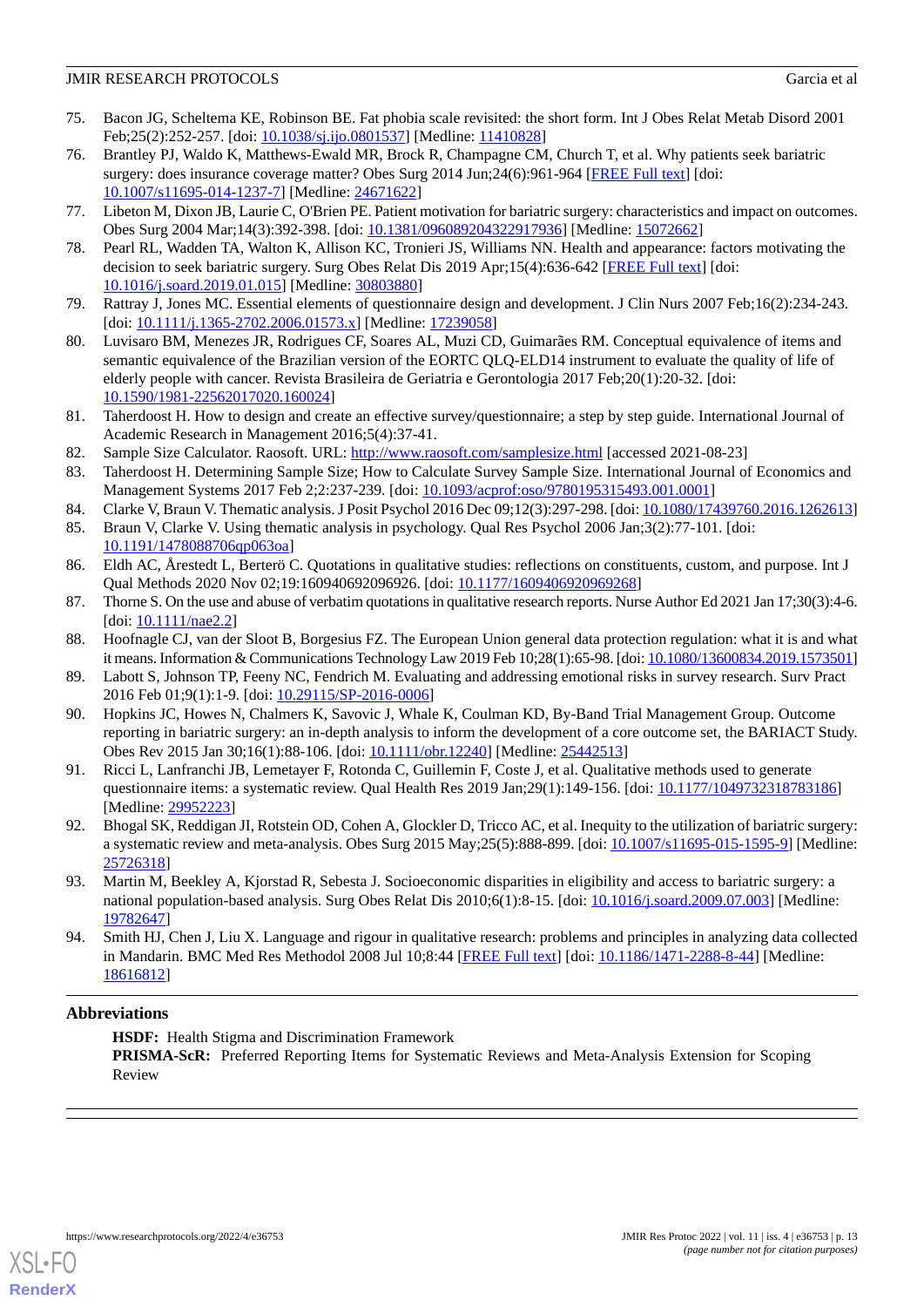75. Bacon JG, Scheltema KE, Robinson BE. Fat phobia scale revisited: the short form. Int J Obes Relat Metab Disord 2001 Feb;25(2):252-257. [doi: 10.1038/sj.ijo.0801537] [Medline: 11410828]
76. Brantley PJ, Waldo K, Matthews-Ewald MR, Brock R, Champagne CM, Church T, et al. Why patients seek bariatric surgery: does insurance coverage matter? Obes Surg 2014 Jun;24(6):961-964 [FREE Full text] [doi: 10.1007/s11695-014-1237-7] [Medline: 24671622]
77. Libeton M, Dixon JB, Laurie C, O'Brien PE. Patient motivation for bariatric surgery: characteristics and impact on outcomes. Obes Surg 2004 Mar;14(3):392-398. [doi: 10.1381/096089204322917936] [Medline: 15072662]
78. Pearl RL, Wadden TA, Walton K, Allison KC, Tronieri JS, Williams NN. Health and appearance: factors motivating the decision to seek bariatric surgery. Surg Obes Relat Dis 2019 Apr;15(4):636-642 [FREE Full text] [doi: 10.1016/j.soard.2019.01.015] [Medline: 30803880]
79. Rattray J, Jones MC. Essential elements of questionnaire design and development. J Clin Nurs 2007 Feb;16(2):234-243. [doi: 10.1111/j.1365-2702.2006.01573.x] [Medline: 17239058]
80. Luvisaro BM, Menezes JR, Rodrigues CF, Soares AL, Muzi CD, Guimarães RM. Conceptual equivalence of items and semantic equivalence of the Brazilian version of the EORTC QLQ-ELD14 instrument to evaluate the quality of life of elderly people with cancer. Revista Brasileira de Geriatria e Gerontologia 2017 Feb;20(1):20-32. [doi: 10.1590/1981-22562017020.160024]
81. Taherdoost H. How to design and create an effective survey/questionnaire; a step by step guide. International Journal of Academic Research in Management 2016;5(4):37-41.
82. Sample Size Calculator. Raosoft. URL: http://www.raosoft.com/samplesize.html [accessed 2021-08-23]
83. Taherdoost H. Determining Sample Size; How to Calculate Survey Sample Size. International Journal of Economics and Management Systems 2017 Feb 2;2:237-239. [doi: 10.1093/acprof:oso/9780195315493.001.0001]
84. Clarke V, Braun V. Thematic analysis. J Posit Psychol 2016 Dec 09;12(3):297-298. [doi: 10.1080/17439760.2016.1262613]
85. Braun V, Clarke V. Using thematic analysis in psychology. Qual Res Psychol 2006 Jan;3(2):77-101. [doi: 10.1191/1478088706qp063oa]
86. Eldh AC, Årestedt L, Berterö C. Quotations in qualitative studies: reflections on constituents, custom, and purpose. Int J Qual Methods 2020 Nov 02;19:160940692096926. [doi: 10.1177/1609406920969268]
87. Thorne S. On the use and abuse of verbatim quotations in qualitative research reports. Nurse Author Ed 2021 Jan 17;30(3):4-6. [doi: 10.1111/nae2.2]
88. Hoofnagle CJ, van der Sloot B, Borgesius FZ. The European Union general data protection regulation: what it is and what it means. Information & Communications Technology Law 2019 Feb 10;28(1):65-98. [doi: 10.1080/13600834.2019.1573501]
89. Labott S, Johnson TP, Feeny NC, Fendrich M. Evaluating and addressing emotional risks in survey research. Surv Pract 2016 Feb 01;9(1):1-9. [doi: 10.29115/SP-2016-0006]
90. Hopkins JC, Howes N, Chalmers K, Savovic J, Whale K, Coulman KD, By-Band Trial Management Group. Outcome reporting in bariatric surgery: an in-depth analysis to inform the development of a core outcome set, the BARIACT Study. Obes Rev 2015 Jan 30;16(1):88-106. [doi: 10.1111/obr.12240] [Medline: 25442513]
91. Ricci L, Lanfranchi JB, Lemetayer F, Rotonda C, Guillemin F, Coste J, et al. Qualitative methods used to generate questionnaire items: a systematic review. Qual Health Res 2019 Jan;29(1):149-156. [doi: 10.1177/1049732318783186] [Medline: 29952223]
92. Bhogal SK, Reddigan JI, Rotstein OD, Cohen A, Glockler D, Tricco AC, et al. Inequity to the utilization of bariatric surgery: a systematic review and meta-analysis. Obes Surg 2015 May;25(5):888-899. [doi: 10.1007/s11695-015-1595-9] [Medline: 25726318]
93. Martin M, Beekley A, Kjorstad R, Sebesta J. Socioeconomic disparities in eligibility and access to bariatric surgery: a national population-based analysis. Surg Obes Relat Dis 2010;6(1):8-15. [doi: 10.1016/j.soard.2009.07.003] [Medline: 19782647]
94. Smith HJ, Chen J, Liu X. Language and rigour in qualitative research: problems and principles in analyzing data collected in Mandarin. BMC Med Res Methodol 2008 Jul 10;8:44 [FREE Full text] [doi: 10.1186/1471-2288-8-44] [Medline: 18616812]

## Abbreviations

**HSDF:** Health Stigma and Discrimination Framework
**PRISMA-ScR:** Preferred Reporting Items for Systematic Reviews and Meta-Analysis Extension for Scoping Review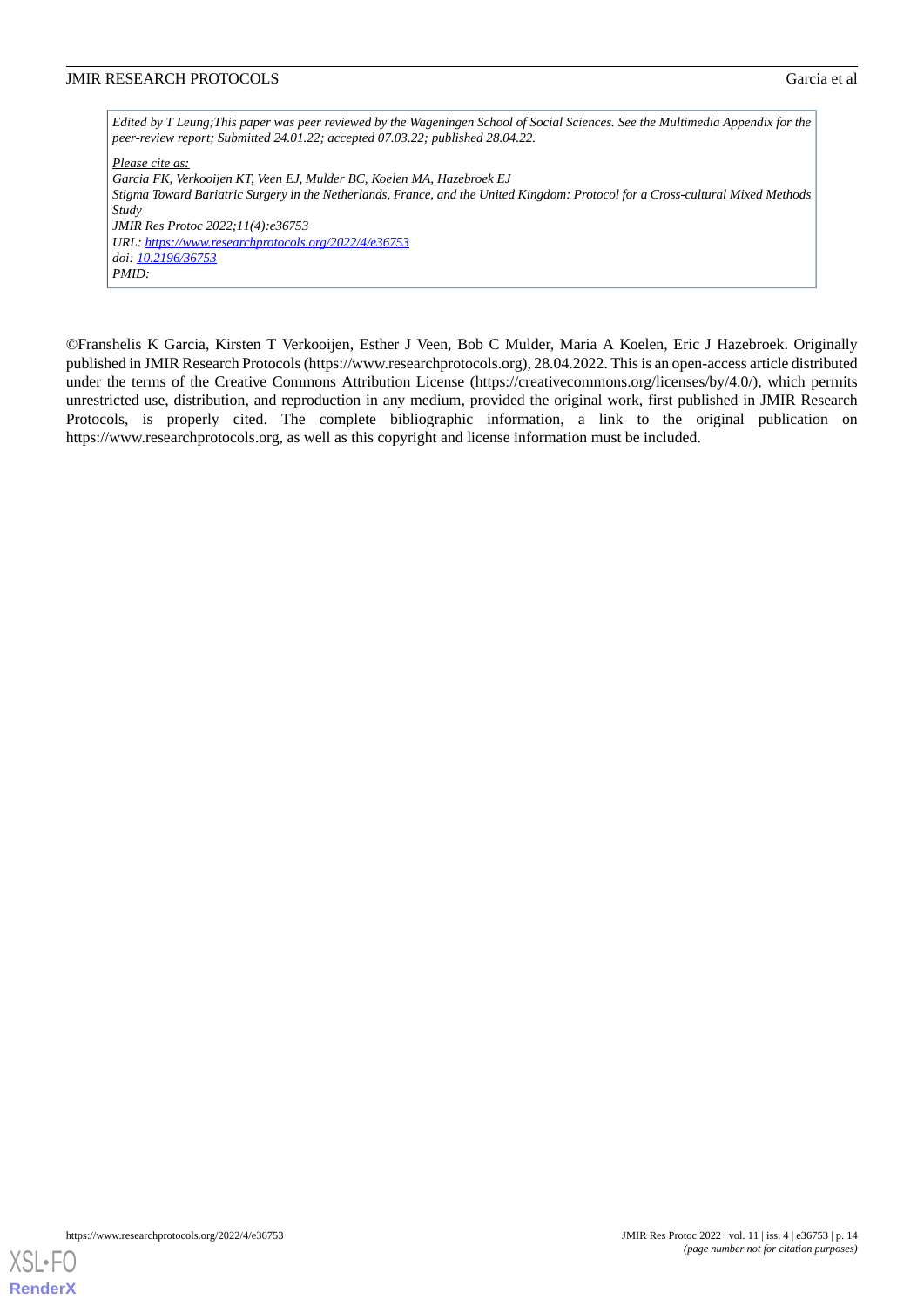*Edited by T Leung;This paper was peer reviewed by the Wageningen School of Social Sciences. See the Multimedia Appendix for the peer-review report; Submitted 24.01.22; accepted 07.03.22; published 28.04.22.*

*Please cite as:*
*Garcia FK, Verkooijen KT, Veen EJ, Mulder BC, Koelen MA, Hazebroek EJ*
*Stigma Toward Bariatric Surgery in the Netherlands, France, and the United Kingdom: Protocol for a Cross-cultural Mixed Methods Study*
*JMIR Res Protoc 2022;11(4):e36753*
*URL: https://www.researchprotocols.org/2022/4/e36753*
*doi: 10.2196/36753*
*PMID:*

©Franshelis K Garcia, Kirsten T Verkooijen, Esther J Veen, Bob C Mulder, Maria A Koelen, Eric J Hazebroek. Originally published in JMIR Research Protocols (https://www.researchprotocols.org), 28.04.2022. This is an open-access article distributed under the terms of the Creative Commons Attribution License (https://creativecommons.org/licenses/by/4.0/), which permits unrestricted use, distribution, and reproduction in any medium, provided the original work, first published in JMIR Research Protocols, is properly cited. The complete bibliographic information, a link to the original publication on https://www.researchprotocols.org, as well as this copyright and license information must be included.